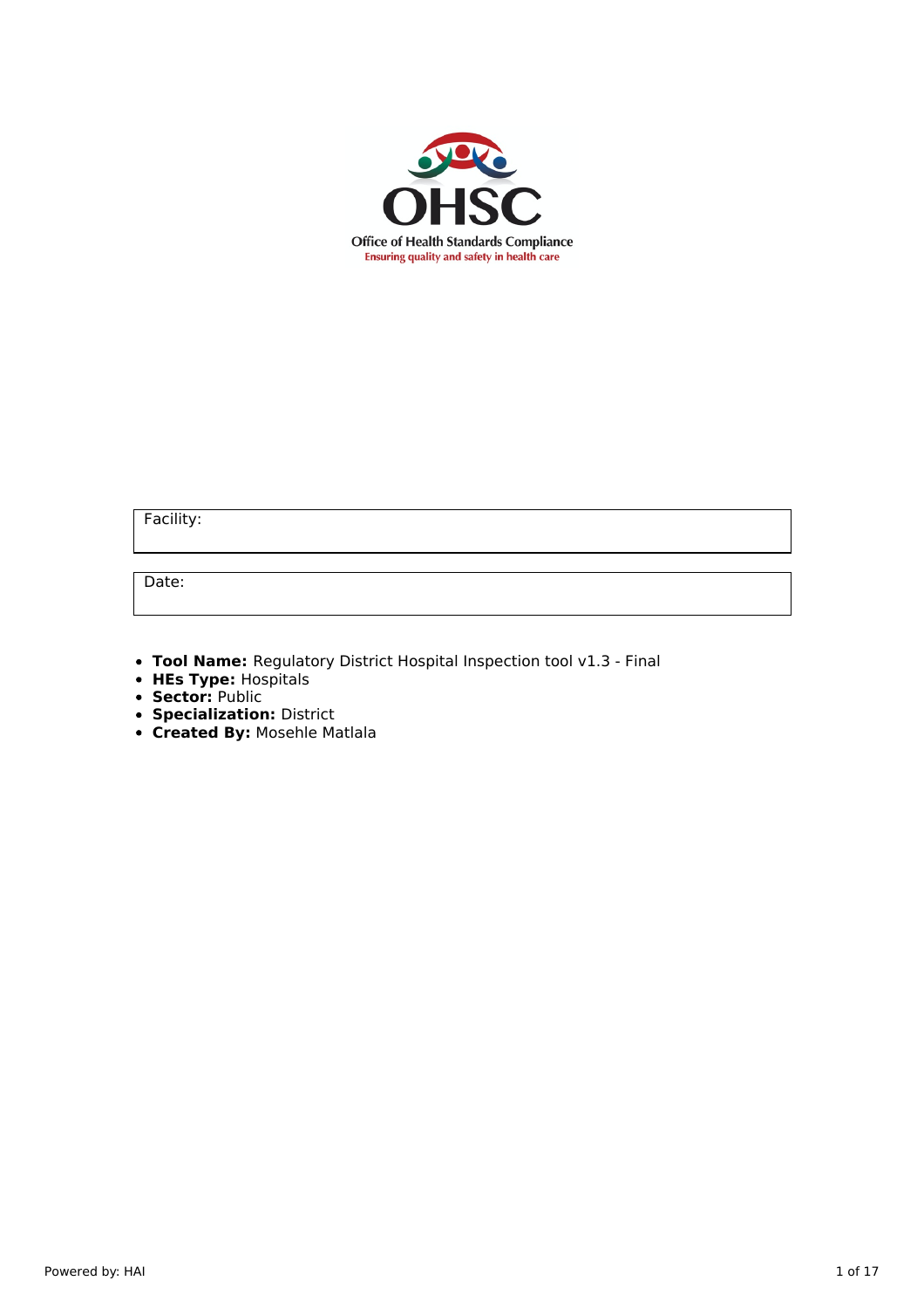OHSC

Office of Health Standards Compliance

Ensuring quality and safety in health care

| Facility: |
|---|

| Date: |
|---|

- **Tool Name:** Regulatory District Hospital Inspection tool v1.3 - Final
- **HEs Type:** Hospitals
- **Sector:** Public
- **Specialization:** District
- **Created By:** Mosehle Matlala

Powered by: HAI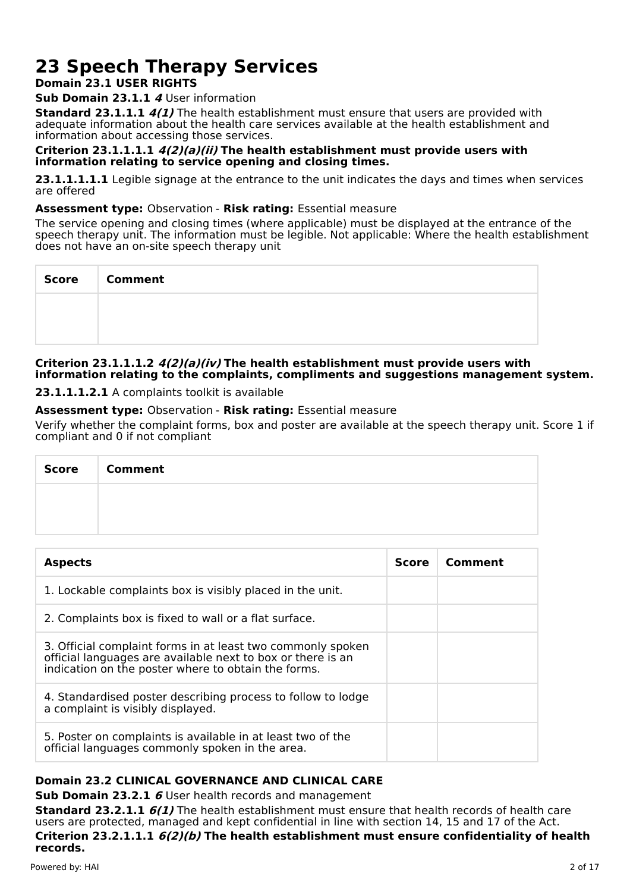# 23 Speech Therapy Services

**Domain 23.1 USER RIGHTS**

**Sub Domain 23.1.1** ***4*** User information

**Standard 23.1.1.1** ***4(1)*** The health establishment must ensure that users are provided with adequate information about the health care services available at the health establishment and information about accessing those services.

**Criterion 23.1.1.1.1** ***4(2)(a)(ii)*** **The health establishment must provide users with information relating to service opening and closing times.**

**23.1.1.1.1.1** Legible signage at the entrance to the unit indicates the days and times when services are offered

**Assessment type:** Observation - **Risk rating:** Essential measure

The service opening and closing times (where applicable) must be displayed at the entrance of the speech therapy unit. The information must be legible. Not applicable: Where the health establishment does not have an on-site speech therapy unit

| Score | Comment |
|---|---|
| | |

**Criterion 23.1.1.1.2** ***4(2)(a)(iv)*** **The health establishment must provide users with information relating to the complaints, compliments and suggestions management system.**

**23.1.1.1.2.1** A complaints toolkit is available

**Assessment type:** Observation - **Risk rating:** Essential measure

Verify whether the complaint forms, box and poster are available at the speech therapy unit. Score 1 if compliant and 0 if not compliant

| Score | Comment |
|---|---|
| | |

| Aspects | Score | Comment |
|---|---|---|
| 1. Lockable complaints box is visibly placed in the unit. | | |
| 2. Complaints box is fixed to wall or a flat surface. | | |
| 3. Official complaint forms in at least two commonly spoken official languages are available next to box or there is an indication on the poster where to obtain the forms. | | |
| 4. Standardised poster describing process to follow to lodge a complaint is visibly displayed. | | |
| 5. Poster on complaints is available in at least two of the official languages commonly spoken in the area. | | |

**Domain 23.2 CLINICAL GOVERNANCE AND CLINICAL CARE**

**Sub Domain 23.2.1** ***6*** User health records and management

**Standard 23.2.1.1** ***6(1)*** The health establishment must ensure that health records of health care users are protected, managed and kept confidential in line with section 14, 15 and 17 of the Act.

**Criterion 23.2.1.1.1** ***6(2)(b)*** **The health establishment must ensure confidentiality of health records.**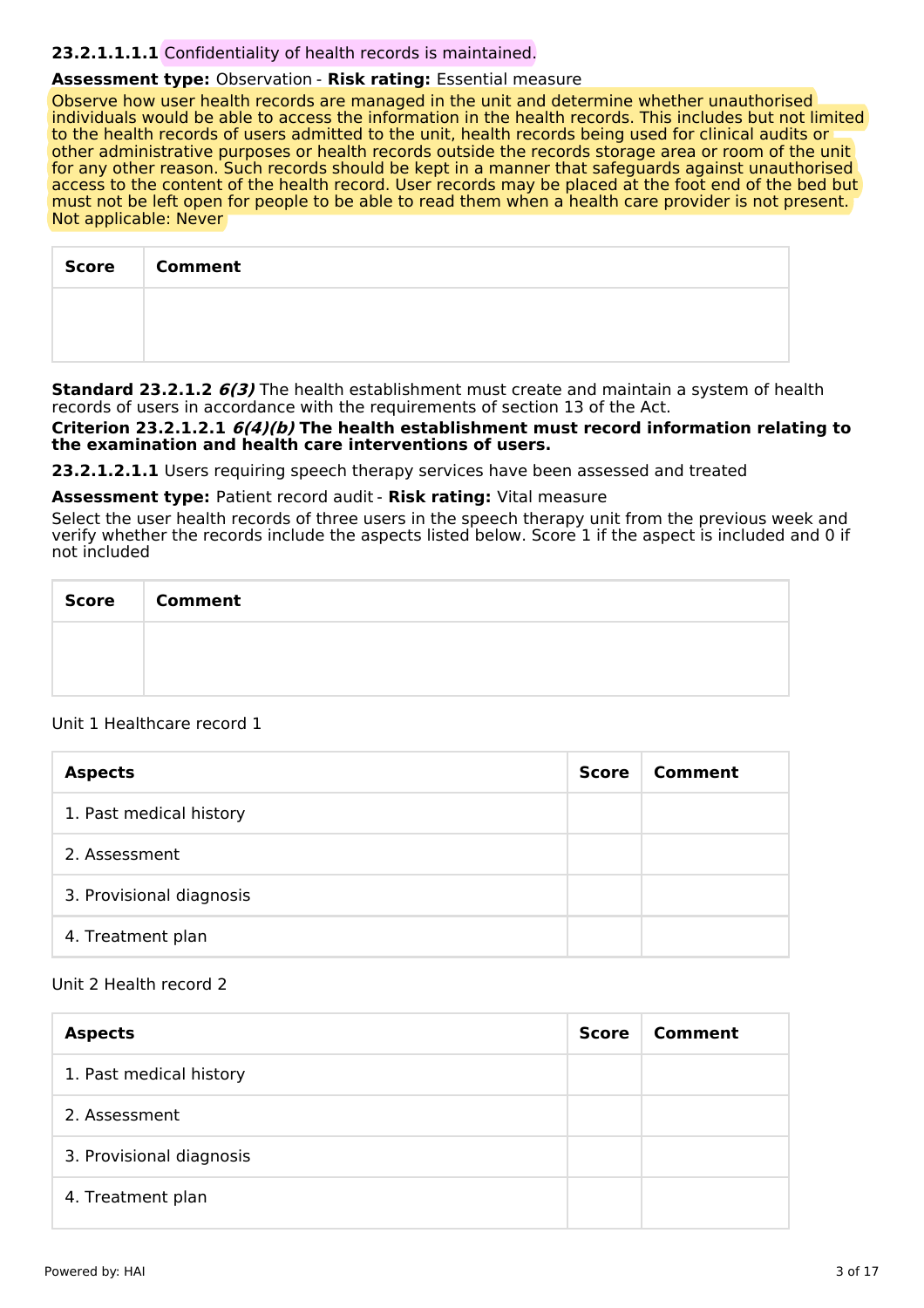**23.2.1.1.1.1** Confidentiality of health records is maintained.

**Assessment type:** Observation - **Risk rating:** Essential measure

Observe how user health records are managed in the unit and determine whether unauthorised individuals would be able to access the information in the health records. This includes but not limited to the health records of users admitted to the unit, health records being used for clinical audits or other administrative purposes or health records outside the records storage area or room of the unit for any other reason. Such records should be kept in a manner that safeguards against unauthorised access to the content of the health record. User records may be placed at the foot end of the bed but must not be left open for people to be able to read them when a health care provider is not present.
Not applicable: Never

| Score | Comment |
|---|---|
| | |

**Standard 23.2.1.2** ***6(3)*** The health establishment must create and maintain a system of health records of users in accordance with the requirements of section 13 of the Act.

**Criterion 23.2.1.2.1** ***6(4)(b)*** **The health establishment must record information relating to the examination and health care interventions of users.**

**23.2.1.2.1.1** Users requiring speech therapy services have been assessed and treated

**Assessment type:** Patient record audit - **Risk rating:** Vital measure

Select the user health records of three users in the speech therapy unit from the previous week and verify whether the records include the aspects listed below. Score 1 if the aspect is included and 0 if not included

| Score | Comment |
|---|---|
| | |

Unit 1 Healthcare record 1

| Aspects | Score | Comment |
|---|---|---|
| 1. Past medical history | | |
| 2. Assessment | | |
| 3. Provisional diagnosis | | |
| 4. Treatment plan | | |

Unit 2 Health record 2

| Aspects | Score | Comment |
|---|---|---|
| 1. Past medical history | | |
| 2. Assessment | | |
| 3. Provisional diagnosis | | |
| 4. Treatment plan | | |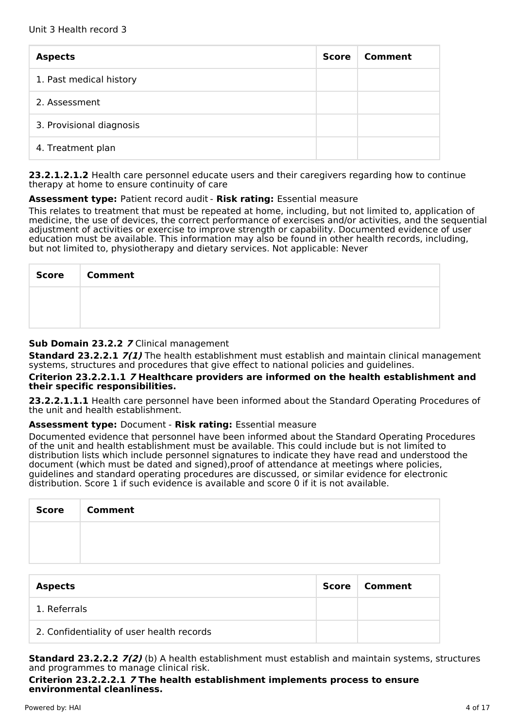Unit 3 Health record 3

| Aspects | Score | Comment |
| --- | --- | --- |
| 1. Past medical history | | |
| 2. Assessment | | |
| 3. Provisional diagnosis | | |
| 4. Treatment plan | | |

**23.2.1.2.1.2** Health care personnel educate users and their caregivers regarding how to continue therapy at home to ensure continuity of care

**Assessment type:** Patient record audit - **Risk rating:** Essential measure

This relates to treatment that must be repeated at home, including, but not limited to, application of medicine, the use of devices, the correct performance of exercises and/or activities, and the sequential adjustment of activities or exercise to improve strength or capability. Documented evidence of user education must be available. This information may also be found in other health records, including, but not limited to, physiotherapy and dietary services. Not applicable: Never

| Score | Comment |
| --- | --- |
| | |

**Sub Domain 23.2.2** ***7*** Clinical management

**Standard 23.2.2.1** ***7(1)*** The health establishment must establish and maintain clinical management systems, structures and procedures that give effect to national policies and guidelines.

**Criterion 23.2.2.1.1** ***7*** **Healthcare providers are informed on the health establishment and their specific responsibilities.**

**23.2.2.1.1.1** Health care personnel have been informed about the Standard Operating Procedures of the unit and health establishment.

**Assessment type:** Document - **Risk rating:** Essential measure

Documented evidence that personnel have been informed about the Standard Operating Procedures of the unit and health establishment must be available. This could include but is not limited to distribution lists which include personnel signatures to indicate they have read and understood the document (which must be dated and signed),proof of attendance at meetings where policies, guidelines and standard operating procedures are discussed, or similar evidence for electronic distribution. Score 1 if such evidence is available and score 0 if it is not available.

| Score | Comment |
| --- | --- |
| | |

| Aspects | Score | Comment |
| --- | --- | --- |
| 1. Referrals | | |
| 2. Confidentiality of user health records | | |

**Standard 23.2.2.2** ***7(2)*** (b) A health establishment must establish and maintain systems, structures and programmes to manage clinical risk.

**Criterion 23.2.2.2.1** ***7*** **The health establishment implements process to ensure environmental cleanliness.**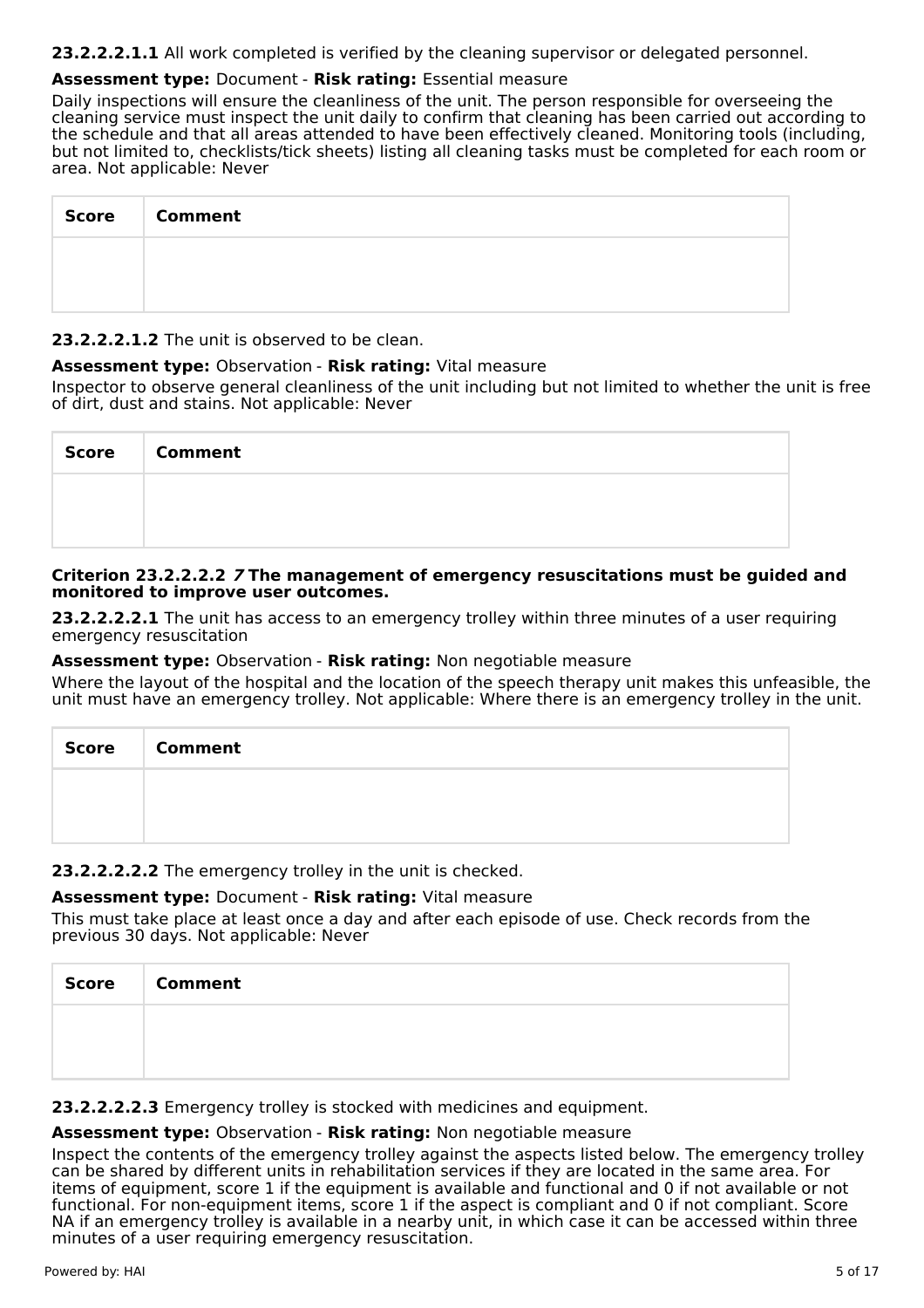**23.2.2.2.1.1** All work completed is verified by the cleaning supervisor or delegated personnel.

**Assessment type:** Document - **Risk rating:** Essential measure

Daily inspections will ensure the cleanliness of the unit. The person responsible for overseeing the cleaning service must inspect the unit daily to confirm that cleaning has been carried out according to the schedule and that all areas attended to have been effectively cleaned. Monitoring tools (including, but not limited to, checklists/tick sheets) listing all cleaning tasks must be completed for each room or area. Not applicable: Never

| Score | Comment |
| --- | --- |
| | |

**23.2.2.2.1.2** The unit is observed to be clean.

**Assessment type:** Observation - **Risk rating:** Vital measure

Inspector to observe general cleanliness of the unit including but not limited to whether the unit is free of dirt, dust and stains. Not applicable: Never

| Score | Comment |
| --- | --- |
| | |

**Criterion 23.2.2.2.2** ***7*** **The management of emergency resuscitations must be guided and monitored to improve user outcomes.**

**23.2.2.2.2.1** The unit has access to an emergency trolley within three minutes of a user requiring emergency resuscitation

**Assessment type:** Observation - **Risk rating:** Non negotiable measure

Where the layout of the hospital and the location of the speech therapy unit makes this unfeasible, the unit must have an emergency trolley. Not applicable: Where there is an emergency trolley in the unit.

| Score | Comment |
| --- | --- |
| | |

**23.2.2.2.2.2** The emergency trolley in the unit is checked.

**Assessment type:** Document - **Risk rating:** Vital measure

This must take place at least once a day and after each episode of use. Check records from the previous 30 days. Not applicable: Never

| Score | Comment |
| --- | --- |
| | |

**23.2.2.2.2.3** Emergency trolley is stocked with medicines and equipment.

**Assessment type:** Observation - **Risk rating:** Non negotiable measure

Inspect the contents of the emergency trolley against the aspects listed below. The emergency trolley can be shared by different units in rehabilitation services if they are located in the same area. For items of equipment, score 1 if the equipment is available and functional and 0 if not available or not functional. For non-equipment items, score 1 if the aspect is compliant and 0 if not compliant. Score NA if an emergency trolley is available in a nearby unit, in which case it can be accessed within three minutes of a user requiring emergency resuscitation.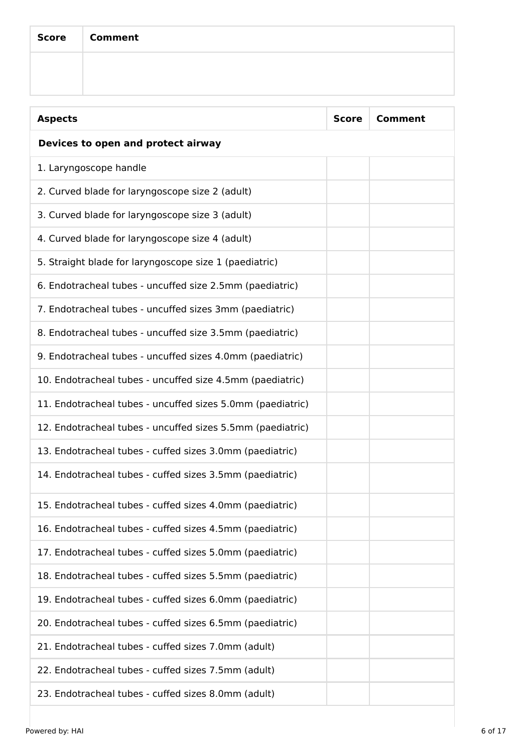| Score | Comment |
| --- | --- |
| | |

| Aspects | Score | Comment |
| --- | --- | --- |
| **Devices to open and protect airway** | | |
| 1. Laryngoscope handle | | |
| 2. Curved blade for laryngoscope size 2 (adult) | | |
| 3. Curved blade for laryngoscope size 3 (adult) | | |
| 4. Curved blade for laryngoscope size 4 (adult) | | |
| 5. Straight blade for laryngoscope size 1 (paediatric) | | |
| 6. Endotracheal tubes - uncuffed size 2.5mm (paediatric) | | |
| 7. Endotracheal tubes - uncuffed sizes 3mm (paediatric) | | |
| 8. Endotracheal tubes - uncuffed size 3.5mm (paediatric) | | |
| 9. Endotracheal tubes - uncuffed sizes 4.0mm (paediatric) | | |
| 10. Endotracheal tubes - uncuffed size 4.5mm (paediatric) | | |
| 11. Endotracheal tubes - uncuffed sizes 5.0mm (paediatric) | | |
| 12. Endotracheal tubes - uncuffed sizes 5.5mm (paediatric) | | |
| 13. Endotracheal tubes - cuffed sizes 3.0mm (paediatric) | | |
| 14. Endotracheal tubes - cuffed sizes 3.5mm (paediatric) | | |
| 15. Endotracheal tubes - cuffed sizes 4.0mm (paediatric) | | |
| 16. Endotracheal tubes - cuffed sizes 4.5mm (paediatric) | | |
| 17. Endotracheal tubes - cuffed sizes 5.0mm (paediatric) | | |
| 18. Endotracheal tubes - cuffed sizes 5.5mm (paediatric) | | |
| 19. Endotracheal tubes - cuffed sizes 6.0mm (paediatric) | | |
| 20. Endotracheal tubes - cuffed sizes 6.5mm (paediatric) | | |
| 21. Endotracheal tubes - cuffed sizes 7.0mm (adult) | | |
| 22. Endotracheal tubes - cuffed sizes 7.5mm (adult) | | |
| 23. Endotracheal tubes - cuffed sizes 8.0mm (adult) | | |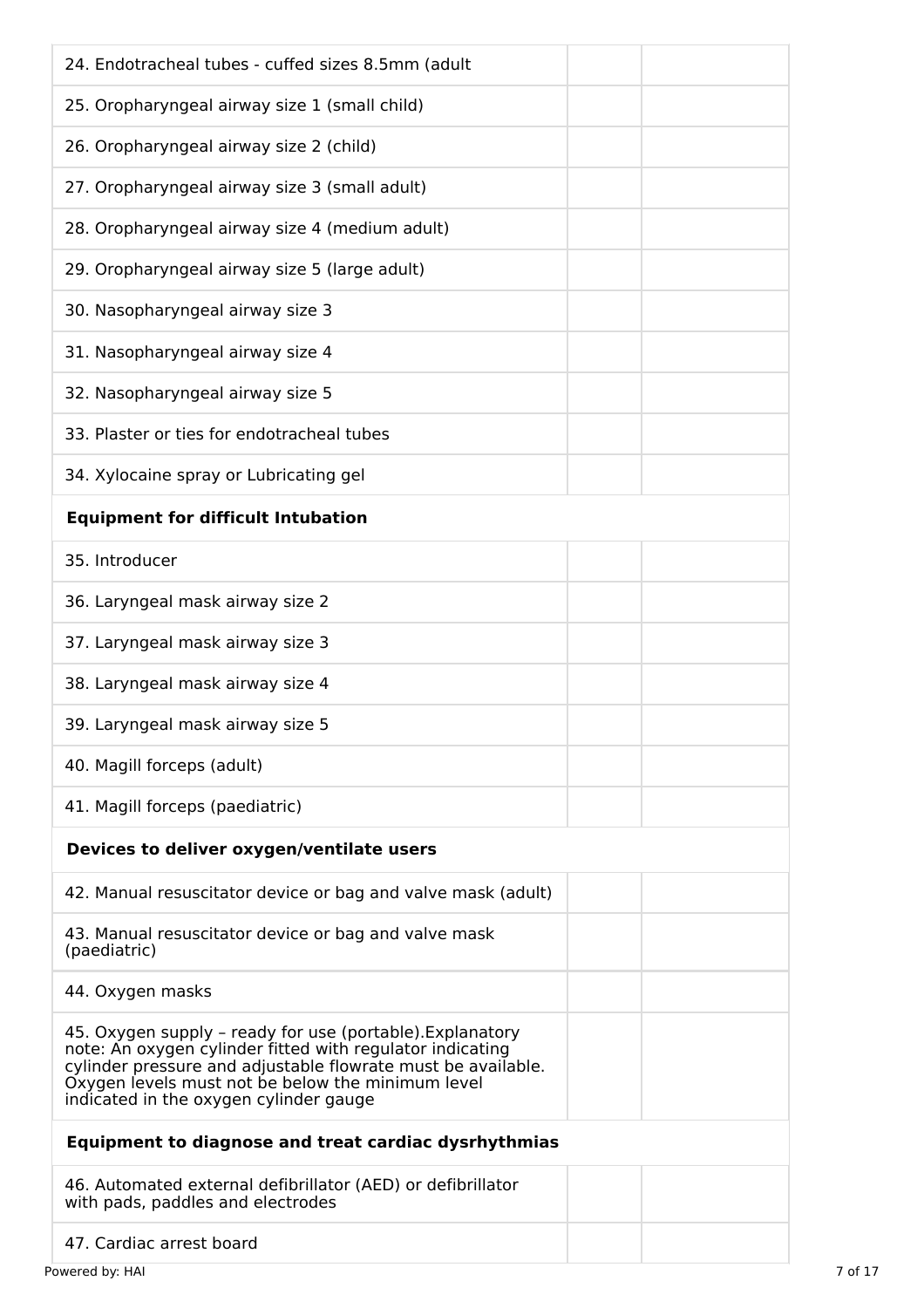| | | |
|---|---|---|
| 24. Endotracheal tubes - cuffed sizes 8.5mm (adult | | |
| 25. Oropharyngeal airway size 1 (small child) | | |
| 26. Oropharyngeal airway size 2 (child) | | |
| 27. Oropharyngeal airway size 3 (small adult) | | |
| 28. Oropharyngeal airway size 4 (medium adult) | | |
| 29. Oropharyngeal airway size 5 (large adult) | | |
| 30. Nasopharyngeal airway size 3 | | |
| 31. Nasopharyngeal airway size 4 | | |
| 32. Nasopharyngeal airway size 5 | | |
| 33. Plaster or ties for endotracheal tubes | | |
| 34. Xylocaine spray or Lubricating gel | | |
| **Equipment for difficult Intubation** | | |
| 35. Introducer | | |
| 36. Laryngeal mask airway size 2 | | |
| 37. Laryngeal mask airway size 3 | | |
| 38. Laryngeal mask airway size 4 | | |
| 39. Laryngeal mask airway size 5 | | |
| 40. Magill forceps (adult) | | |
| 41. Magill forceps (paediatric) | | |
| **Devices to deliver oxygen/ventilate users** | | |
| 42. Manual resuscitator device or bag and valve mask (adult) | | |
| 43. Manual resuscitator device or bag and valve mask (paediatric) | | |
| 44. Oxygen masks | | |
| 45. Oxygen supply – ready for use (portable).Explanatory note: An oxygen cylinder fitted with regulator indicating cylinder pressure and adjustable flowrate must be available. Oxygen levels must not be below the minimum level indicated in the oxygen cylinder gauge | | |
| **Equipment to diagnose and treat cardiac dysrhythmias** | | |
| 46. Automated external defibrillator (AED) or defibrillator with pads, paddles and electrodes | | |
| 47. Cardiac arrest board | | |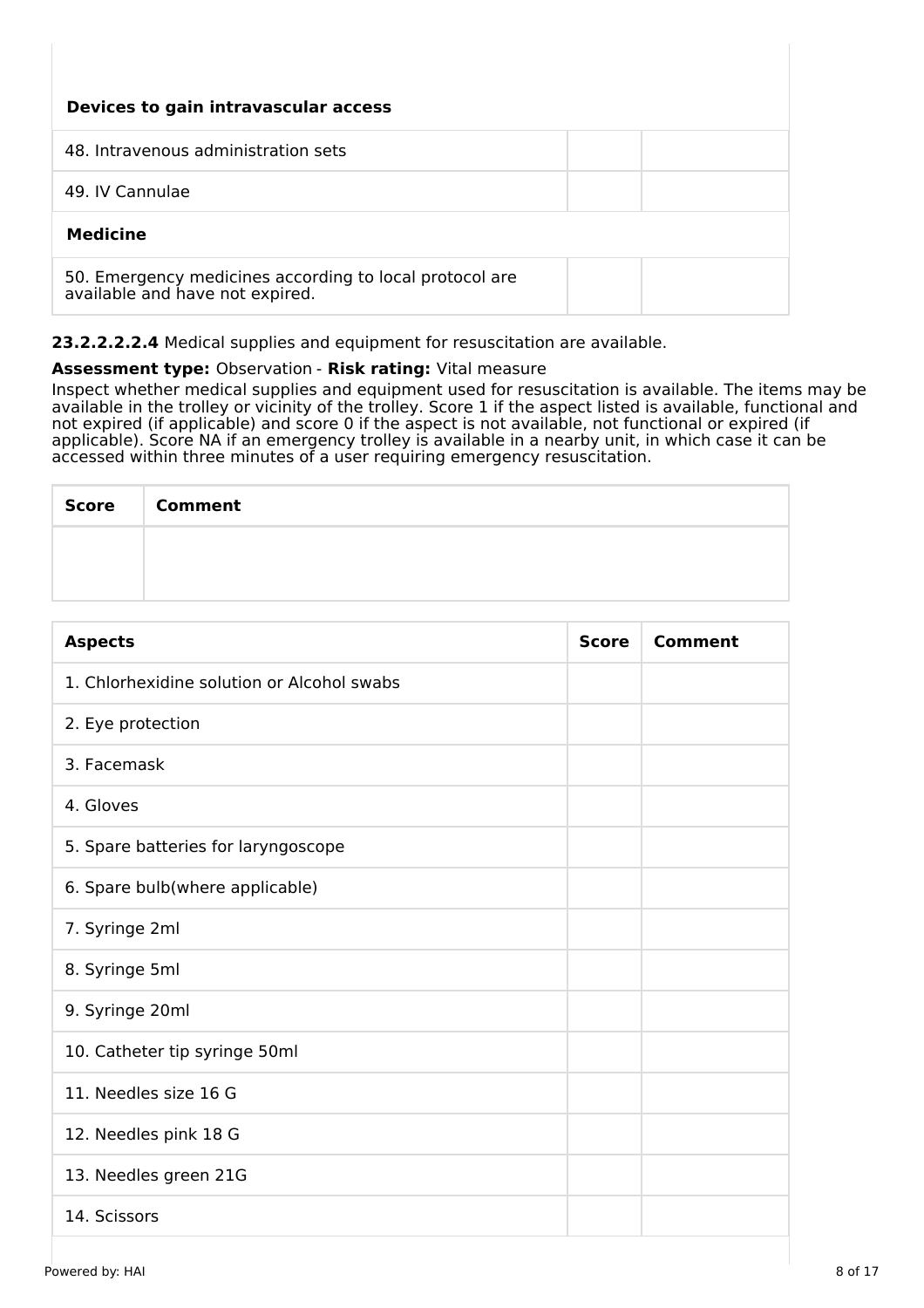| | | |
|---|---|---|
| **Devices to gain intravascular access** | | |
| 48. Intravenous administration sets | | |
| 49. IV Cannulae | | |
| **Medicine** | | |
| 50. Emergency medicines according to local protocol are available and have not expired. | | |

**23.2.2.2.2.4** Medical supplies and equipment for resuscitation are available.

**Assessment type:** Observation - **Risk rating:** Vital measure

Inspect whether medical supplies and equipment used for resuscitation is available. The items may be available in the trolley or vicinity of the trolley. Score 1 if the aspect listed is available, functional and not expired (if applicable) and score 0 if the aspect is not available, not functional or expired (if applicable). Score NA if an emergency trolley is available in a nearby unit, in which case it can be accessed within three minutes of a user requiring emergency resuscitation.

| Score | Comment |
|---|---|
| | |

| Aspects | Score | Comment |
|---|---|---|
| 1. Chlorhexidine solution or Alcohol swabs | | |
| 2. Eye protection | | |
| 3. Facemask | | |
| 4. Gloves | | |
| 5. Spare batteries for laryngoscope | | |
| 6. Spare bulb(where applicable) | | |
| 7. Syringe 2ml | | |
| 8. Syringe 5ml | | |
| 9. Syringe 20ml | | |
| 10. Catheter tip syringe 50ml | | |
| 11. Needles size 16 G | | |
| 12. Needles pink 18 G | | |
| 13. Needles green 21G | | |
| 14. Scissors | | |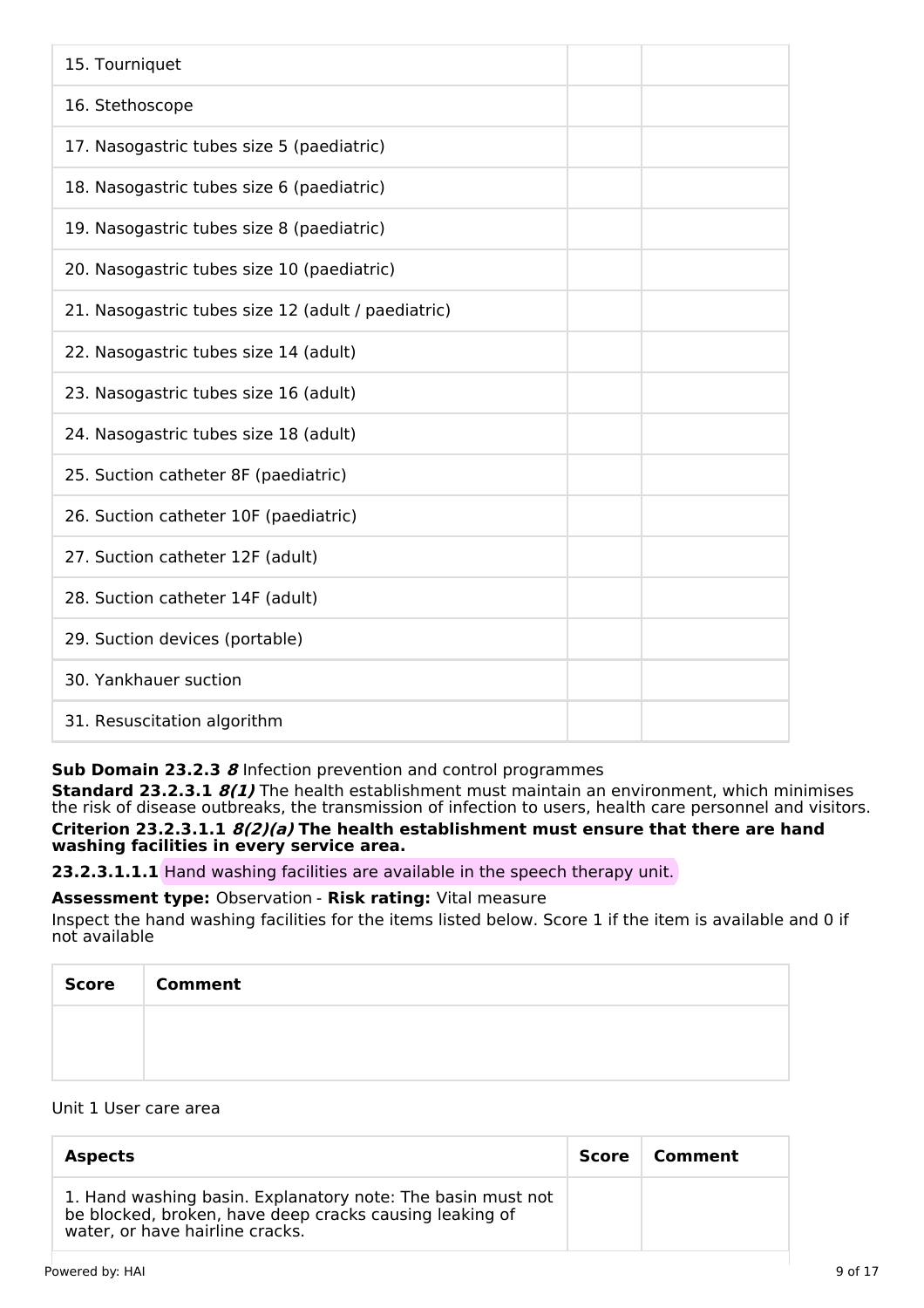| | | |
|---|---|---|
| 15. Tourniquet | | |
| 16. Stethoscope | | |
| 17. Nasogastric tubes size 5 (paediatric) | | |
| 18. Nasogastric tubes size 6 (paediatric) | | |
| 19. Nasogastric tubes size 8 (paediatric) | | |
| 20. Nasogastric tubes size 10 (paediatric) | | |
| 21. Nasogastric tubes size 12 (adult / paediatric) | | |
| 22. Nasogastric tubes size 14 (adult) | | |
| 23. Nasogastric tubes size 16 (adult) | | |
| 24. Nasogastric tubes size 18 (adult) | | |
| 25. Suction catheter 8F (paediatric) | | |
| 26. Suction catheter 10F (paediatric) | | |
| 27. Suction catheter 12F (adult) | | |
| 28. Suction catheter 14F (adult) | | |
| 29. Suction devices (portable) | | |
| 30. Yankhauer suction | | |
| 31. Resuscitation algorithm | | |

**Sub Domain 23.2.3 *8*** Infection prevention and control programmes

**Standard 23.2.3.1 *8(1)*** The health establishment must maintain an environment, which minimises the risk of disease outbreaks, the transmission of infection to users, health care personnel and visitors.

**Criterion 23.2.3.1.1 *8(2)(a)* The health establishment must ensure that there are hand washing facilities in every service area.**

**23.2.3.1.1.1** Hand washing facilities are available in the speech therapy unit.

**Assessment type:** Observation - **Risk rating:** Vital measure

Inspect the hand washing facilities for the items listed below. Score 1 if the item is available and 0 if not available

| Score | Comment |
|---|---|
| | |

Unit 1 User care area

| Aspects | Score | Comment |
|---|---|---|
| 1. Hand washing basin. Explanatory note: The basin must not be blocked, broken, have deep cracks causing leaking of water, or have hairline cracks. | | |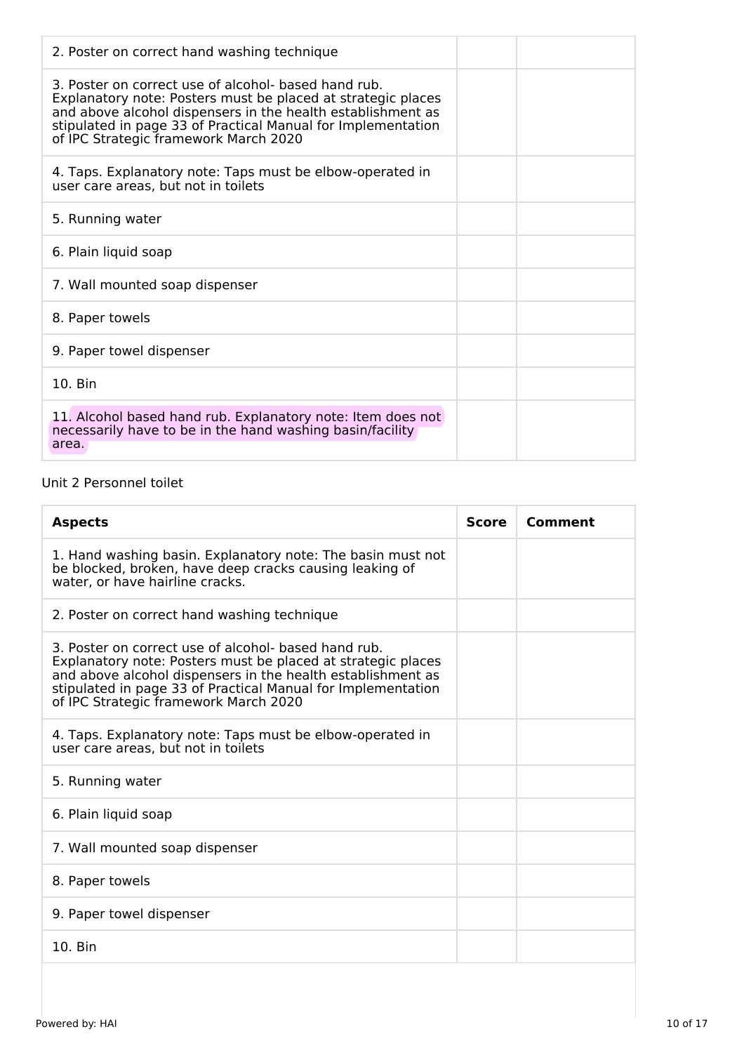| | | |
|---|---|---|
| 2. Poster on correct hand washing technique | | |
| 3. Poster on correct use of alcohol- based hand rub. Explanatory note: Posters must be placed at strategic places and above alcohol dispensers in the health establishment as stipulated in page 33 of Practical Manual for Implementation of IPC Strategic framework March 2020 | | |
| 4. Taps. Explanatory note: Taps must be elbow-operated in user care areas, but not in toilets | | |
| 5. Running water | | |
| 6. Plain liquid soap | | |
| 7. Wall mounted soap dispenser | | |
| 8. Paper towels | | |
| 9. Paper towel dispenser | | |
| 10. Bin | | |
| 11. Alcohol based hand rub. Explanatory note: Item does not necessarily have to be in the hand washing basin/facility area. | | |

Unit 2 Personnel toilet

| Aspects | Score | Comment |
|---|---|---|
| 1. Hand washing basin. Explanatory note: The basin must not be blocked, broken, have deep cracks causing leaking of water, or have hairline cracks. | | |
| 2. Poster on correct hand washing technique | | |
| 3. Poster on correct use of alcohol- based hand rub. Explanatory note: Posters must be placed at strategic places and above alcohol dispensers in the health establishment as stipulated in page 33 of Practical Manual for Implementation of IPC Strategic framework March 2020 | | |
| 4. Taps. Explanatory note: Taps must be elbow-operated in user care areas, but not in toilets | | |
| 5. Running water | | |
| 6. Plain liquid soap | | |
| 7. Wall mounted soap dispenser | | |
| 8. Paper towels | | |
| 9. Paper towel dispenser | | |
| 10. Bin | | |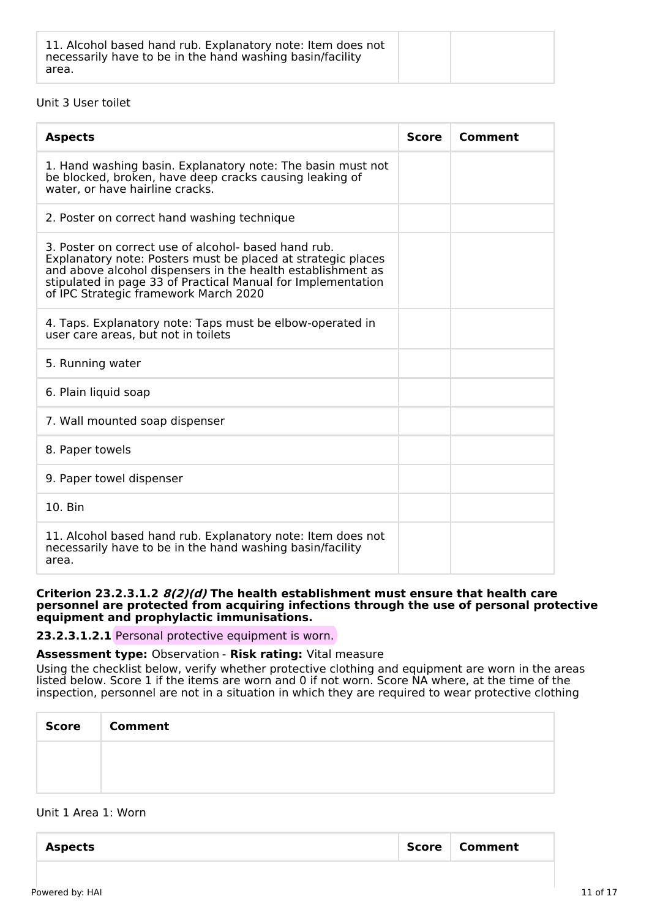| 11. Alcohol based hand rub. Explanatory note: Item does not necessarily have to be in the hand washing basin/facility area. | | |
|---|---|---|

Unit 3 User toilet

| Aspects | Score | Comment |
|---|---|---|
| 1. Hand washing basin. Explanatory note: The basin must not be blocked, broken, have deep cracks causing leaking of water, or have hairline cracks. | | |
| 2. Poster on correct hand washing technique | | |
| 3. Poster on correct use of alcohol- based hand rub. Explanatory note: Posters must be placed at strategic places and above alcohol dispensers in the health establishment as stipulated in page 33 of Practical Manual for Implementation of IPC Strategic framework March 2020 | | |
| 4. Taps. Explanatory note: Taps must be elbow-operated in user care areas, but not in toilets | | |
| 5. Running water | | |
| 6. Plain liquid soap | | |
| 7. Wall mounted soap dispenser | | |
| 8. Paper towels | | |
| 9. Paper towel dispenser | | |
| 10. Bin | | |
| 11. Alcohol based hand rub. Explanatory note: Item does not necessarily have to be in the hand washing basin/facility area. | | |

**Criterion 23.2.3.1.2 *8(2)(d)* The health establishment must ensure that health care personnel are protected from acquiring infections through the use of personal protective equipment and prophylactic immunisations.**

**23.2.3.1.2.1** Personal protective equipment is worn.

**Assessment type:** Observation - **Risk rating:** Vital measure

Using the checklist below, verify whether protective clothing and equipment are worn in the areas listed below. Score 1 if the items are worn and 0 if not worn. Score NA where, at the time of the inspection, personnel are not in a situation in which they are required to wear protective clothing

| Score | Comment |
|---|---|
| | |

Unit 1 Area 1: Worn

| Aspects | Score | Comment |
|---|---|---|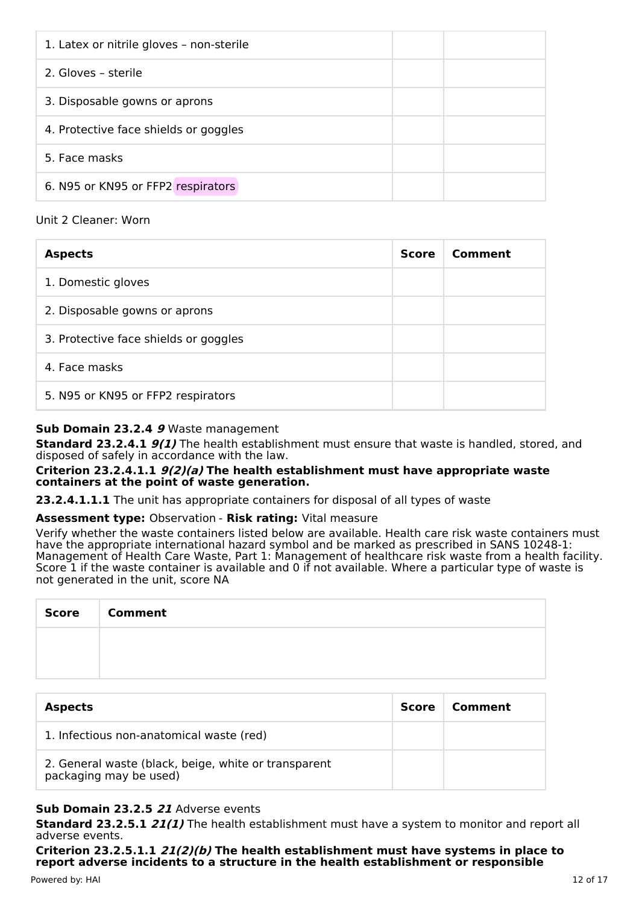| | | |
|---|---|---|
| 1. Latex or nitrile gloves – non-sterile | | |
| 2. Gloves – sterile | | |
| 3. Disposable gowns or aprons | | |
| 4. Protective face shields or goggles | | |
| 5. Face masks | | |
| 6. N95 or KN95 or FFP2 respirators | | |

Unit 2 Cleaner: Worn

| Aspects | Score | Comment |
|---|---|---|
| 1. Domestic gloves | | |
| 2. Disposable gowns or aprons | | |
| 3. Protective face shields or goggles | | |
| 4. Face masks | | |
| 5. N95 or KN95 or FFP2 respirators | | |

**Sub Domain 23.2.4** ***9*** Waste management

**Standard 23.2.4.1** ***9(1)*** The health establishment must ensure that waste is handled, stored, and disposed of safely in accordance with the law.

**Criterion 23.2.4.1.1** ***9(2)(a)*** **The health establishment must have appropriate waste containers at the point of waste generation.**

**23.2.4.1.1.1** The unit has appropriate containers for disposal of all types of waste

**Assessment type:** Observation - **Risk rating:** Vital measure

Verify whether the waste containers listed below are available. Health care risk waste containers must have the appropriate international hazard symbol and be marked as prescribed in SANS 10248-1: Management of Health Care Waste, Part 1: Management of healthcare risk waste from a health facility. Score 1 if the waste container is available and 0 if not available. Where a particular type of waste is not generated in the unit, score NA

| Score | Comment |
|---|---|
| | |

| Aspects | Score | Comment |
|---|---|---|
| 1. Infectious non-anatomical waste (red) | | |
| 2. General waste (black, beige, white or transparent packaging may be used) | | |

**Sub Domain 23.2.5** ***21*** Adverse events

**Standard 23.2.5.1** ***21(1)*** The health establishment must have a system to monitor and report all adverse events.

**Criterion 23.2.5.1.1** ***21(2)(b)*** **The health establishment must have systems in place to report adverse incidents to a structure in the health establishment or responsible**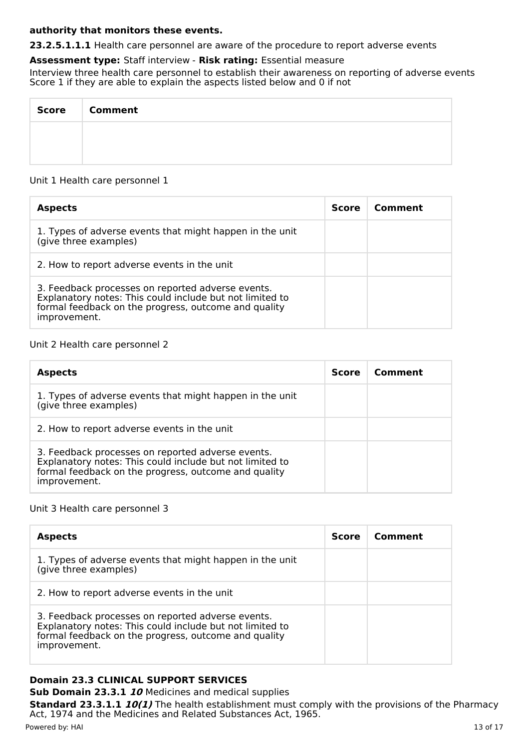**authority that monitors these events.**

**23.2.5.1.1.1** Health care personnel are aware of the procedure to report adverse events

**Assessment type:** Staff interview - **Risk rating:** Essential measure

Interview three health care personnel to establish their awareness on reporting of adverse events
Score 1 if they are able to explain the aspects listed below and 0 if not

| Score | Comment |
| --- | --- |
| | |

Unit 1 Health care personnel 1

| Aspects | Score | Comment |
| --- | --- | --- |
| 1. Types of adverse events that might happen in the unit (give three examples) | | |
| 2. How to report adverse events in the unit | | |
| 3. Feedback processes on reported adverse events. Explanatory notes: This could include but not limited to formal feedback on the progress, outcome and quality improvement. | | |

Unit 2 Health care personnel 2

| Aspects | Score | Comment |
| --- | --- | --- |
| 1. Types of adverse events that might happen in the unit (give three examples) | | |
| 2. How to report adverse events in the unit | | |
| 3. Feedback processes on reported adverse events. Explanatory notes: This could include but not limited to formal feedback on the progress, outcome and quality improvement. | | |

Unit 3 Health care personnel 3

| Aspects | Score | Comment |
| --- | --- | --- |
| 1. Types of adverse events that might happen in the unit (give three examples) | | |
| 2. How to report adverse events in the unit | | |
| 3. Feedback processes on reported adverse events. Explanatory notes: This could include but not limited to formal feedback on the progress, outcome and quality improvement. | | |

**Domain 23.3 CLINICAL SUPPORT SERVICES**

**Sub Domain 23.3.1** ***10*** Medicines and medical supplies

**Standard 23.3.1.1** ***10(1)*** The health establishment must comply with the provisions of the Pharmacy Act, 1974 and the Medicines and Related Substances Act, 1965.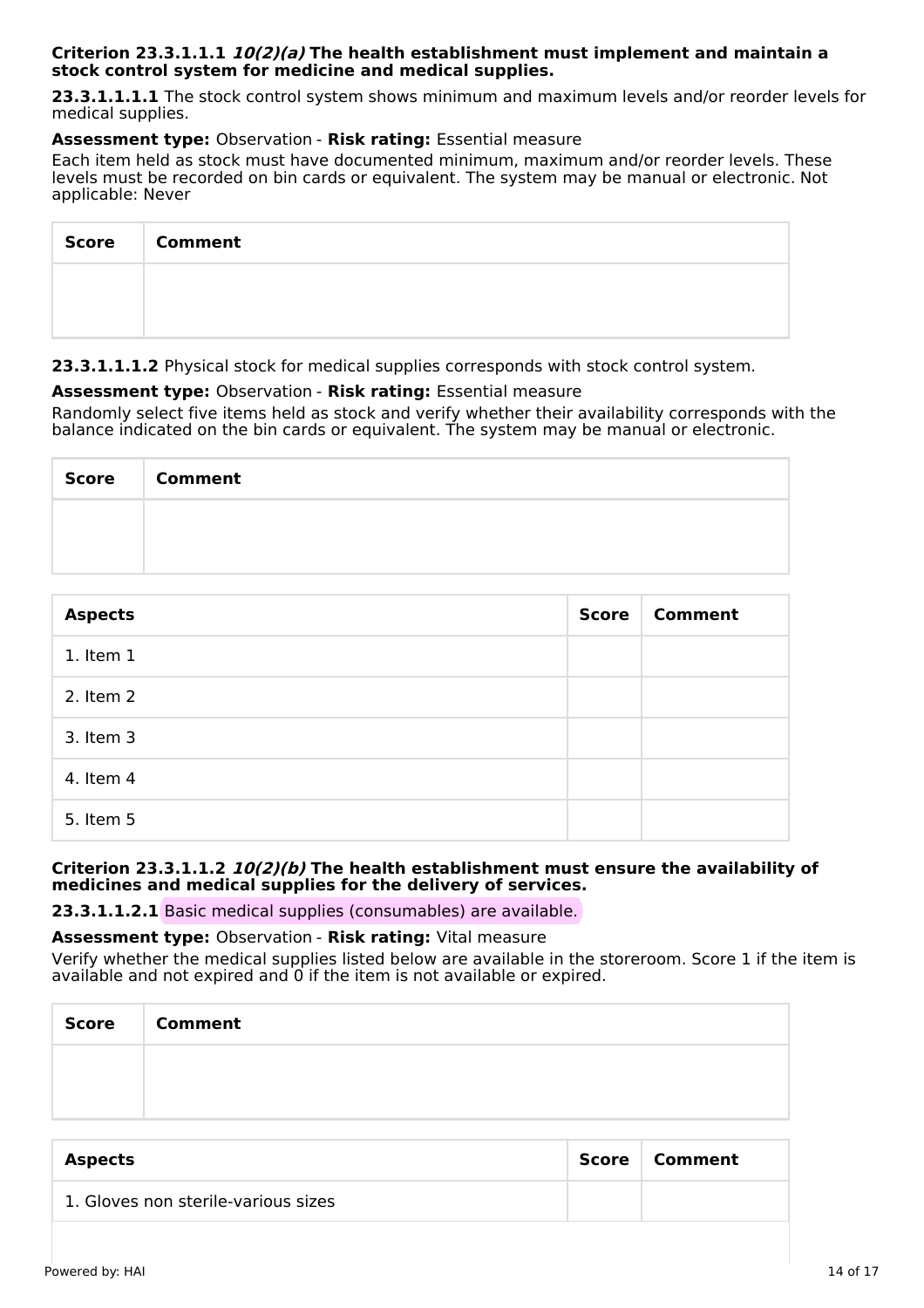**Criterion 23.3.1.1.1 *10(2)(a)* The health establishment must implement and maintain a stock control system for medicine and medical supplies.**

**23.3.1.1.1.1** The stock control system shows minimum and maximum levels and/or reorder levels for medical supplies.

**Assessment type:** Observation - **Risk rating:** Essential measure

Each item held as stock must have documented minimum, maximum and/or reorder levels. These levels must be recorded on bin cards or equivalent. The system may be manual or electronic. Not applicable: Never

| Score | Comment |
|---|---|
| | |

**23.3.1.1.1.2** Physical stock for medical supplies corresponds with stock control system.

**Assessment type:** Observation - **Risk rating:** Essential measure

Randomly select five items held as stock and verify whether their availability corresponds with the balance indicated on the bin cards or equivalent. The system may be manual or electronic.

| Score | Comment |
|---|---|
| | |

| Aspects | Score | Comment |
|---|---|---|
| 1. Item 1 | | |
| 2. Item 2 | | |
| 3. Item 3 | | |
| 4. Item 4 | | |
| 5. Item 5 | | |

**Criterion 23.3.1.1.2 *10(2)(b)* The health establishment must ensure the availability of medicines and medical supplies for the delivery of services.**

**23.3.1.1.2.1** Basic medical supplies (consumables) are available.

**Assessment type:** Observation - **Risk rating:** Vital measure

Verify whether the medical supplies listed below are available in the storeroom. Score 1 if the item is available and not expired and 0 if the item is not available or expired.

| Score | Comment |
|---|---|
| | |

| Aspects | Score | Comment |
|---|---|---|
| 1. Gloves non sterile-various sizes | | |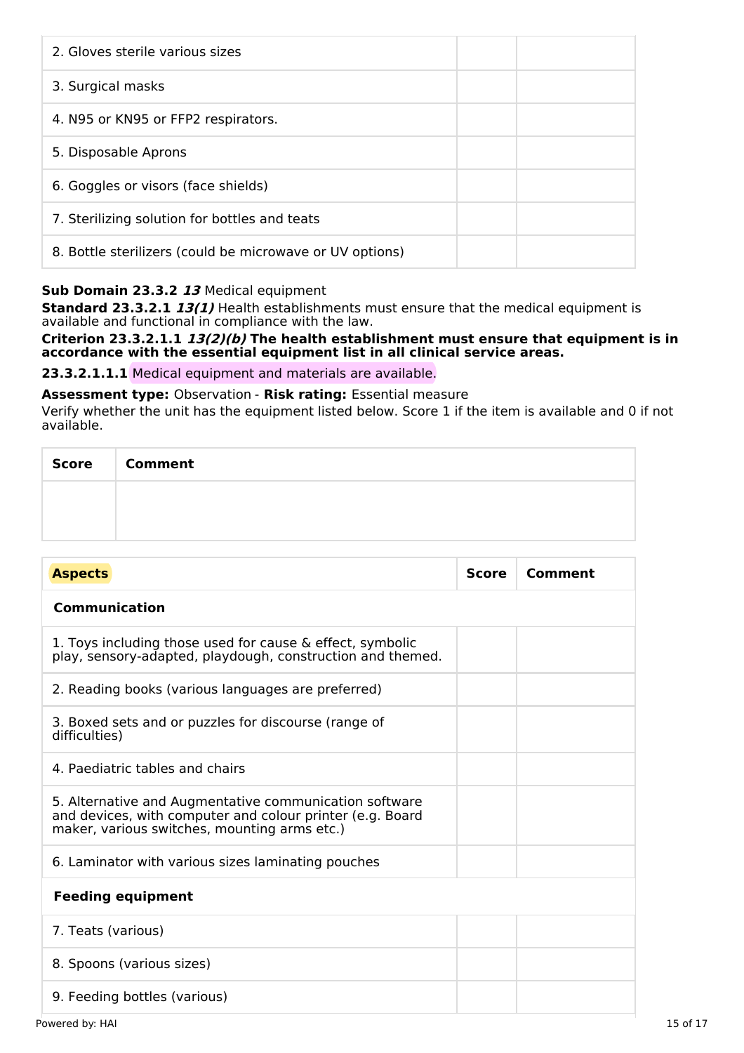| | Score | Comment |
|---|---|---|
| 2. Gloves sterile various sizes | | |
| 3. Surgical masks | | |
| 4. N95 or KN95 or FFP2 respirators. | | |
| 5. Disposable Aprons | | |
| 6. Goggles or visors (face shields) | | |
| 7. Sterilizing solution for bottles and teats | | |
| 8. Bottle sterilizers (could be microwave or UV options) | | |

**Sub Domain 23.3.2** ***13*** Medical equipment

**Standard 23.3.2.1** ***13(1)*** Health establishments must ensure that the medical equipment is available and functional in compliance with the law.

**Criterion 23.3.2.1.1** ***13(2)(b)*** **The health establishment must ensure that equipment is in accordance with the essential equipment list in all clinical service areas.**

**23.3.2.1.1.1** Medical equipment and materials are available.

**Assessment type:** Observation - **Risk rating:** Essential measure

Verify whether the unit has the equipment listed below. Score 1 if the item is available and 0 if not available.

| Score | Comment |
|---|---|
| | |

| Aspects | Score | Comment |
|---|---|---|
| **Communication** | | |
| 1. Toys including those used for cause & effect, symbolic play, sensory-adapted, playdough, construction and themed. | | |
| 2. Reading books (various languages are preferred) | | |
| 3. Boxed sets and or puzzles for discourse (range of difficulties) | | |
| 4. Paediatric tables and chairs | | |
| 5. Alternative and Augmentative communication software and devices, with computer and colour printer (e.g. Board maker, various switches, mounting arms etc.) | | |
| 6. Laminator with various sizes laminating pouches | | |
| **Feeding equipment** | | |
| 7. Teats (various) | | |
| 8. Spoons (various sizes) | | |
| 9. Feeding bottles (various) | | |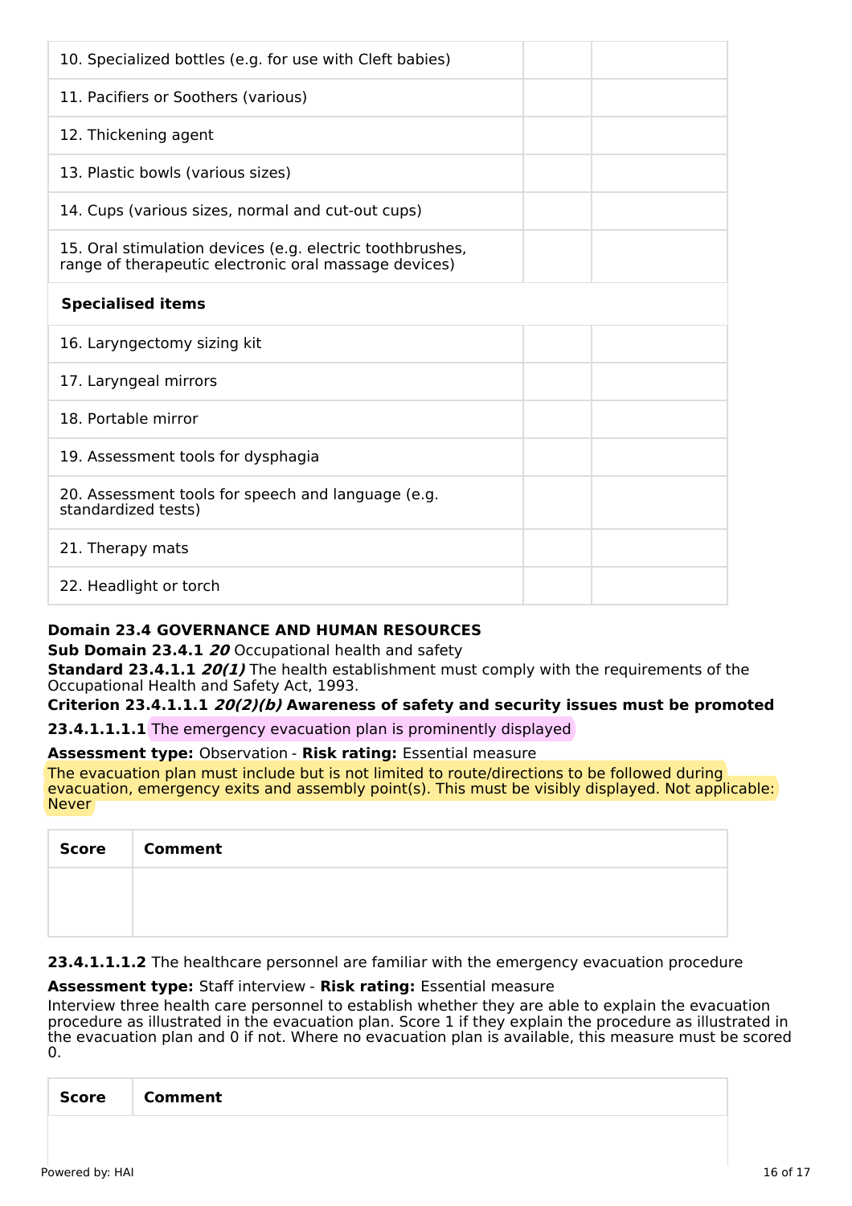| | | |
|---|---|---|
| 10. Specialized bottles (e.g. for use with Cleft babies) | | |
| 11. Pacifiers or Soothers (various) | | |
| 12. Thickening agent | | |
| 13. Plastic bowls (various sizes) | | |
| 14. Cups (various sizes, normal and cut-out cups) | | |
| 15. Oral stimulation devices (e.g. electric toothbrushes, range of therapeutic electronic oral massage devices) | | |
| **Specialised items** | | |
| 16. Laryngectomy sizing kit | | |
| 17. Laryngeal mirrors | | |
| 18. Portable mirror | | |
| 19. Assessment tools for dysphagia | | |
| 20. Assessment tools for speech and language (e.g. standardized tests) | | |
| 21. Therapy mats | | |
| 22. Headlight or torch | | |

**Domain 23.4 GOVERNANCE AND HUMAN RESOURCES**

**Sub Domain 23.4.1** ***20*** Occupational health and safety

**Standard 23.4.1.1** ***20(1)*** The health establishment must comply with the requirements of the Occupational Health and Safety Act, 1993.

**Criterion 23.4.1.1.1** ***20(2)(b)*** **Awareness of safety and security issues must be promoted**

**23.4.1.1.1.1** The emergency evacuation plan is prominently displayed

**Assessment type:** Observation - **Risk rating:** Essential measure

The evacuation plan must include but is not limited to route/directions to be followed during evacuation, emergency exits and assembly point(s). This must be visibly displayed. Not applicable: Never

| Score | Comment |
|---|---|
| | |

**23.4.1.1.1.2** The healthcare personnel are familiar with the emergency evacuation procedure

**Assessment type:** Staff interview - **Risk rating:** Essential measure

Interview three health care personnel to establish whether they are able to explain the evacuation procedure as illustrated in the evacuation plan. Score 1 if they explain the procedure as illustrated in the evacuation plan and 0 if not. Where no evacuation plan is available, this measure must be scored 0.

| Score | Comment |
|---|---|
| | |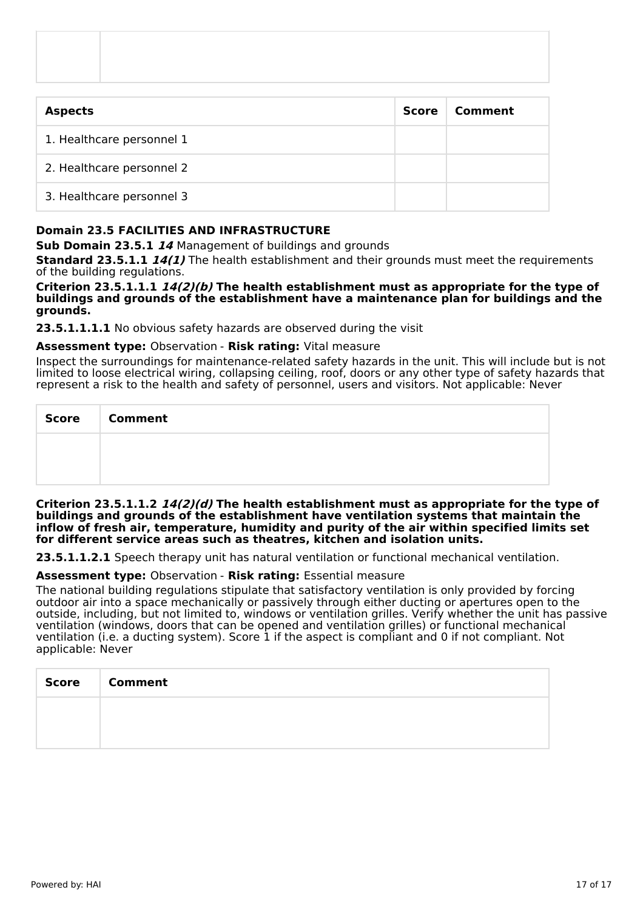| | |
|---|---|
| | |

| Aspects | Score | Comment |
|---|---|---|
| 1. Healthcare personnel 1 | | |
| 2. Healthcare personnel 2 | | |
| 3. Healthcare personnel 3 | | |

**Domain 23.5 FACILITIES AND INFRASTRUCTURE**

**Sub Domain 23.5.1** ***14*** Management of buildings and grounds

**Standard 23.5.1.1** ***14(1)*** The health establishment and their grounds must meet the requirements of the building regulations.

**Criterion 23.5.1.1.1** ***14(2)(b)*** **The health establishment must as appropriate for the type of buildings and grounds of the establishment have a maintenance plan for buildings and the grounds.**

**23.5.1.1.1.1** No obvious safety hazards are observed during the visit

**Assessment type:** Observation - **Risk rating:** Vital measure

Inspect the surroundings for maintenance-related safety hazards in the unit. This will include but is not limited to loose electrical wiring, collapsing ceiling, roof, doors or any other type of safety hazards that represent a risk to the health and safety of personnel, users and visitors. Not applicable: Never

| Score | Comment |
|---|---|
| | |

**Criterion 23.5.1.1.2** ***14(2)(d)*** **The health establishment must as appropriate for the type of buildings and grounds of the establishment have ventilation systems that maintain the inflow of fresh air, temperature, humidity and purity of the air within specified limits set for different service areas such as theatres, kitchen and isolation units.**

**23.5.1.1.2.1** Speech therapy unit has natural ventilation or functional mechanical ventilation.

**Assessment type:** Observation - **Risk rating:** Essential measure

The national building regulations stipulate that satisfactory ventilation is only provided by forcing outdoor air into a space mechanically or passively through either ducting or apertures open to the outside, including, but not limited to, windows or ventilation grilles. Verify whether the unit has passive ventilation (windows, doors that can be opened and ventilation grilles) or functional mechanical ventilation (i.e. a ducting system). Score 1 if the aspect is compliant and 0 if not compliant. Not applicable: Never

| Score | Comment |
|---|---|
| | |